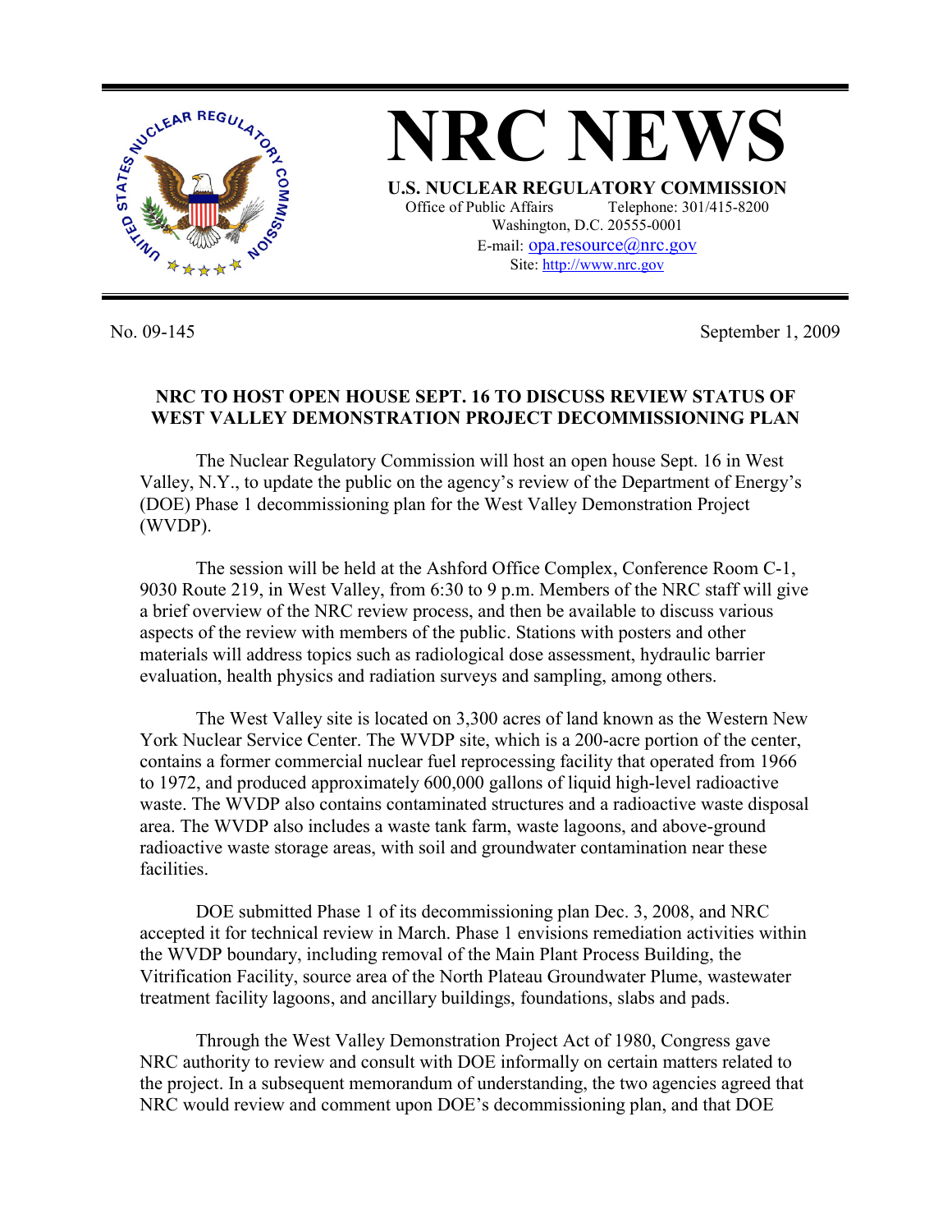# NRC NEWS

**U.S. NUCLEAR REGULATORY COMMISSION**

Office of Public Affairs Telephone: 301/415-8200
Washington, D.C. 20555-0001
E-mail: opa.resource@nrc.gov
Site: http://www.nrc.gov

No. 09-145 September 1, 2009

**NRC TO HOST OPEN HOUSE SEPT. 16 TO DISCUSS REVIEW STATUS OF WEST VALLEY DEMONSTRATION PROJECT DECOMMISSIONING PLAN**

The Nuclear Regulatory Commission will host an open house Sept. 16 in West Valley, N.Y., to update the public on the agency's review of the Department of Energy's (DOE) Phase 1 decommissioning plan for the West Valley Demonstration Project (WVDP).

The session will be held at the Ashford Office Complex, Conference Room C-1, 9030 Route 219, in West Valley, from 6:30 to 9 p.m. Members of the NRC staff will give a brief overview of the NRC review process, and then be available to discuss various aspects of the review with members of the public. Stations with posters and other materials will address topics such as radiological dose assessment, hydraulic barrier evaluation, health physics and radiation surveys and sampling, among others.

The West Valley site is located on 3,300 acres of land known as the Western New York Nuclear Service Center. The WVDP site, which is a 200-acre portion of the center, contains a former commercial nuclear fuel reprocessing facility that operated from 1966 to 1972, and produced approximately 600,000 gallons of liquid high-level radioactive waste. The WVDP also contains contaminated structures and a radioactive waste disposal area. The WVDP also includes a waste tank farm, waste lagoons, and above-ground radioactive waste storage areas, with soil and groundwater contamination near these facilities.

DOE submitted Phase 1 of its decommissioning plan Dec. 3, 2008, and NRC accepted it for technical review in March. Phase 1 envisions remediation activities within the WVDP boundary, including removal of the Main Plant Process Building, the Vitrification Facility, source area of the North Plateau Groundwater Plume, wastewater treatment facility lagoons, and ancillary buildings, foundations, slabs and pads.

Through the West Valley Demonstration Project Act of 1980, Congress gave NRC authority to review and consult with DOE informally on certain matters related to the project. In a subsequent memorandum of understanding, the two agencies agreed that NRC would review and comment upon DOE's decommissioning plan, and that DOE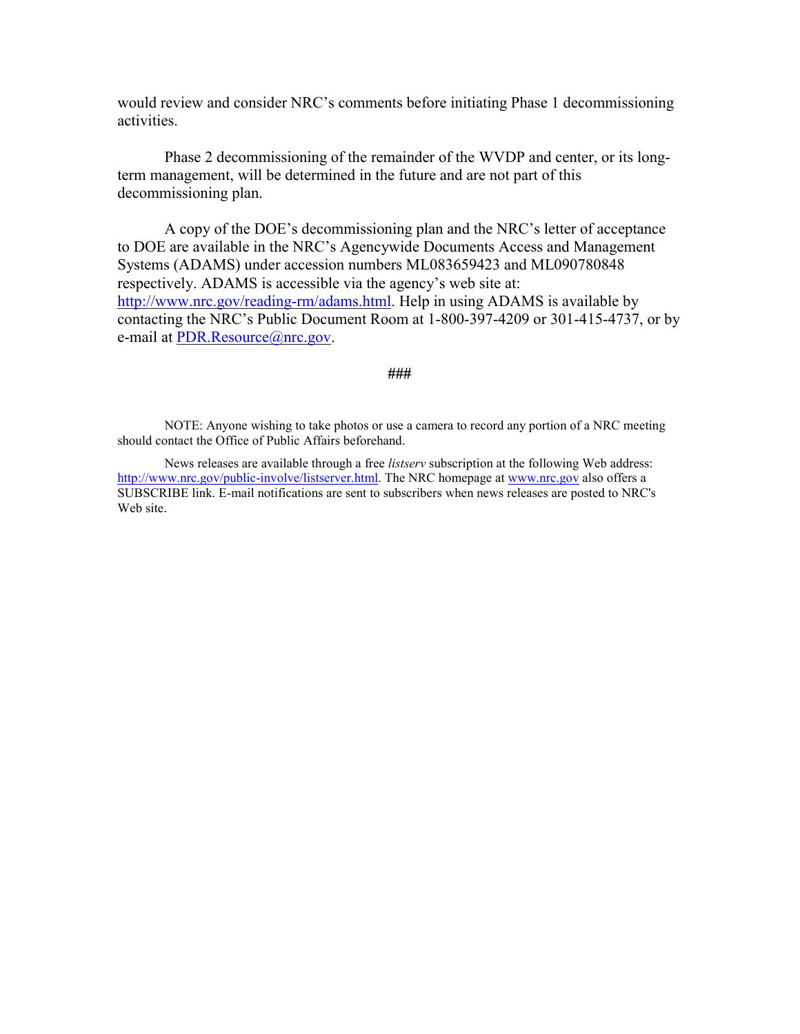would review and consider NRC's comments before initiating Phase 1 decommissioning activities.

Phase 2 decommissioning of the remainder of the WVDP and center, or its long-term management, will be determined in the future and are not part of this decommissioning plan.

A copy of the DOE's decommissioning plan and the NRC's letter of acceptance to DOE are available in the NRC's Agencywide Documents Access and Management Systems (ADAMS) under accession numbers ML083659423 and ML090780848 respectively. ADAMS is accessible via the agency's web site at: http://www.nrc.gov/reading-rm/adams.html. Help in using ADAMS is available by contacting the NRC's Public Document Room at 1-800-397-4209 or 301-415-4737, or by e-mail at PDR.Resource@nrc.gov.

###

NOTE: Anyone wishing to take photos or use a camera to record any portion of a NRC meeting should contact the Office of Public Affairs beforehand.

News releases are available through a free *listserv* subscription at the following Web address: http://www.nrc.gov/public-involve/listserver.html. The NRC homepage at www.nrc.gov also offers a SUBSCRIBE link. E-mail notifications are sent to subscribers when news releases are posted to NRC's Web site.